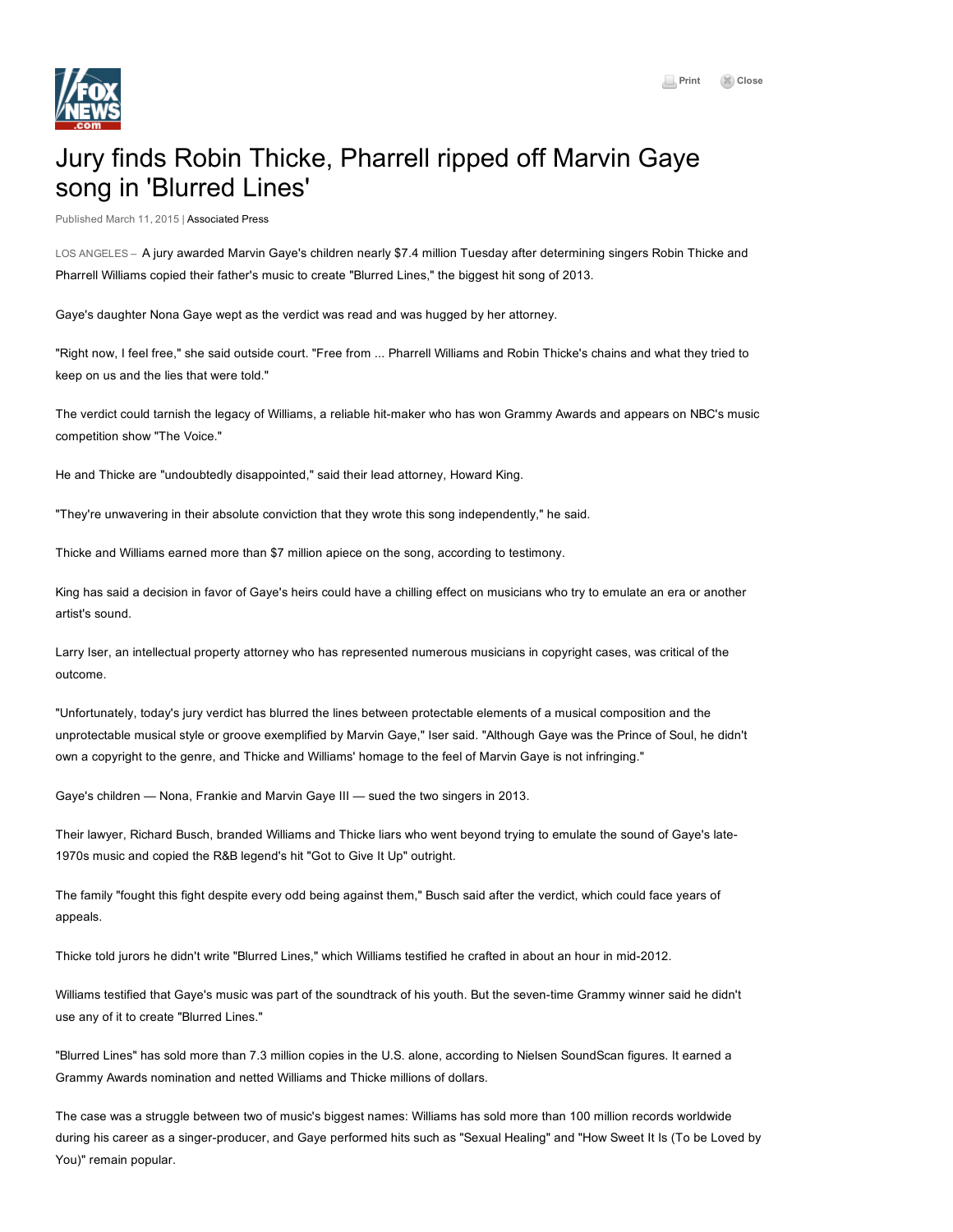# Jury finds Robin Thicke, Pharrell ripped off Marvin Gaye song in 'Blurred Lines'

Published March 11, 2015 | Associated Press

LOS ANGELES – A jury awarded Marvin Gaye's children nearly $7.4 million Tuesday after determining singers Robin Thicke and Pharrell Williams copied their father's music to create "Blurred Lines," the biggest hit song of 2013.

Gaye's daughter Nona Gaye wept as the verdict was read and was hugged by her attorney.

"Right now, I feel free," she said outside court. "Free from ... Pharrell Williams and Robin Thicke's chains and what they tried to keep on us and the lies that were told."

The verdict could tarnish the legacy of Williams, a reliable hit-maker who has won Grammy Awards and appears on NBC's music competition show "The Voice."

He and Thicke are "undoubtedly disappointed," said their lead attorney, Howard King.

"They're unwavering in their absolute conviction that they wrote this song independently," he said.

Thicke and Williams earned more than $7 million apiece on the song, according to testimony.

King has said a decision in favor of Gaye's heirs could have a chilling effect on musicians who try to emulate an era or another artist's sound.

Larry Iser, an intellectual property attorney who has represented numerous musicians in copyright cases, was critical of the outcome.

"Unfortunately, today's jury verdict has blurred the lines between protectable elements of a musical composition and the unprotectable musical style or groove exemplified by Marvin Gaye," Iser said. "Although Gaye was the Prince of Soul, he didn't own a copyright to the genre, and Thicke and Williams' homage to the feel of Marvin Gaye is not infringing."

Gaye's children — Nona, Frankie and Marvin Gaye III — sued the two singers in 2013.

Their lawyer, Richard Busch, branded Williams and Thicke liars who went beyond trying to emulate the sound of Gaye's late-1970s music and copied the R&B legend's hit "Got to Give It Up" outright.

The family "fought this fight despite every odd being against them," Busch said after the verdict, which could face years of appeals.

Thicke told jurors he didn't write "Blurred Lines," which Williams testified he crafted in about an hour in mid-2012.

Williams testified that Gaye's music was part of the soundtrack of his youth. But the seven-time Grammy winner said he didn't use any of it to create "Blurred Lines."

"Blurred Lines" has sold more than 7.3 million copies in the U.S. alone, according to Nielsen SoundScan figures. It earned a Grammy Awards nomination and netted Williams and Thicke millions of dollars.

The case was a struggle between two of music's biggest names: Williams has sold more than 100 million records worldwide during his career as a singer-producer, and Gaye performed hits such as "Sexual Healing" and "How Sweet It Is (To be Loved by You)" remain popular.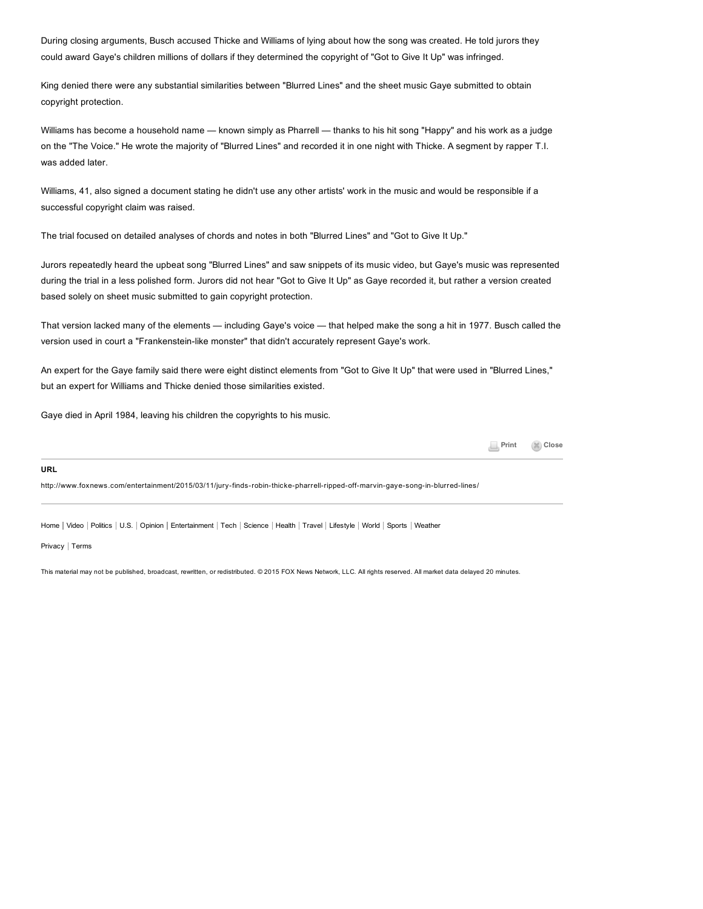During closing arguments, Busch accused Thicke and Williams of lying about how the song was created. He told jurors they could award Gaye's children millions of dollars if they determined the copyright of "Got to Give It Up" was infringed.

King denied there were any substantial similarities between "Blurred Lines" and the sheet music Gaye submitted to obtain copyright protection.

Williams has become a household name — known simply as Pharrell — thanks to his hit song "Happy" and his work as a judge on the "The Voice." He wrote the majority of "Blurred Lines" and recorded it in one night with Thicke. A segment by rapper T.I. was added later.

Williams, 41, also signed a document stating he didn't use any other artists' work in the music and would be responsible if a successful copyright claim was raised.

The trial focused on detailed analyses of chords and notes in both "Blurred Lines" and "Got to Give It Up."

Jurors repeatedly heard the upbeat song "Blurred Lines" and saw snippets of its music video, but Gaye's music was represented during the trial in a less polished form. Jurors did not hear "Got to Give It Up" as Gaye recorded it, but rather a version created based solely on sheet music submitted to gain copyright protection.

That version lacked many of the elements — including Gaye's voice — that helped make the song a hit in 1977. Busch called the version used in court a "Frankenstein-like monster" that didn't accurately represent Gaye's work.

An expert for the Gaye family said there were eight distinct elements from "Got to Give It Up" that were used in "Blurred Lines," but an expert for Williams and Thicke denied those similarities existed.

Gaye died in April 1984, leaving his children the copyrights to his music.

Print Close

**URL**

http://www.foxnews.com/entertainment/2015/03/11/jury-finds-robin-thicke-pharrell-ripped-off-marvin-gaye-song-in-blurred-lines/

Home | Video | Politics | U.S. | Opinion | Entertainment | Tech | Science | Health | Travel | Lifestyle | World | Sports | Weather

Privacy | Terms

This material may not be published, broadcast, rewritten, or redistributed. © 2015 FOX News Network, LLC. All rights reserved. All market data delayed 20 minutes.